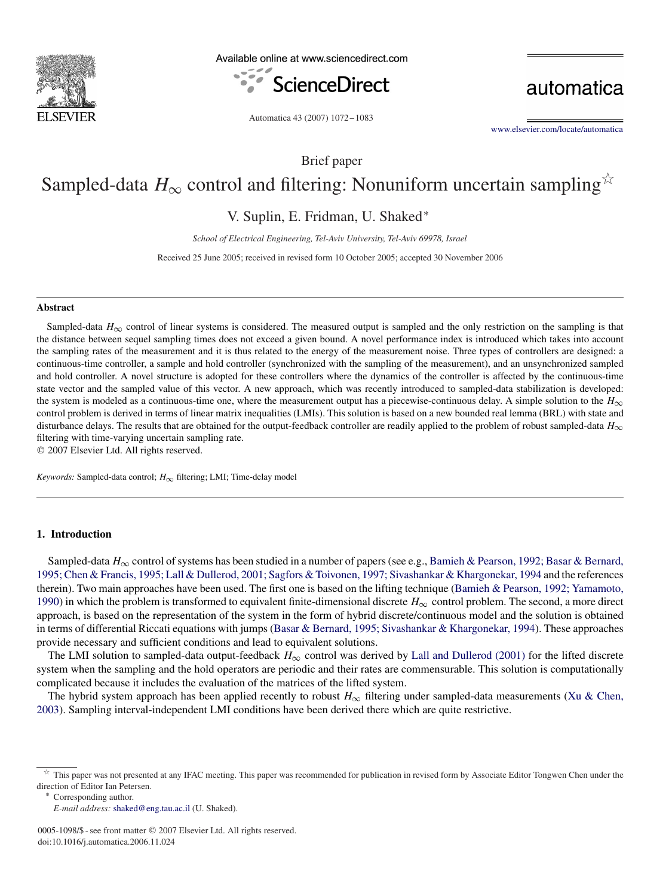Brief paper

# Sampled-data $H_\infty$ control and filtering: Nonuniform uncertain sampling ☆

V. Suplin, E. Fridman, U. Shaked*

*School of Electrical Engineering, Tel-Aviv University, Tel-Aviv 69978, Israel*

Received 25 June 2005; received in revised form 10 October 2005; accepted 30 November 2006

## Abstract

Sampled-data $H_\infty$ control of linear systems is considered. The measured output is sampled and the only restriction on the sampling is that the distance between sequel sampling times does not exceed a given bound. A novel performance index is introduced which takes into account the sampling rates of the measurement and it is thus related to the energy of the measurement noise. Three types of controllers are designed: a continuous-time controller, a sample and hold controller (synchronized with the sampling of the measurement), and an unsynchronized sampled and hold controller. A novel structure is adopted for these controllers where the dynamics of the controller is affected by the continuous-time state vector and the sampled value of this vector. A new approach, which was recently introduced to sampled-data stabilization is developed: the system is modeled as a continuous-time one, where the measurement output has a piecewise-continuous delay. A simple solution to the $H_\infty$ control problem is derived in terms of linear matrix inequalities (LMIs). This solution is based on a new bounded real lemma (BRL) with state and disturbance delays. The results that are obtained for the output-feedback controller are readily applied to the problem of robust sampled-data $H_\infty$ filtering with time-varying uncertain sampling rate.

© 2007 Elsevier Ltd. All rights reserved.

*Keywords:* Sampled-data control; $H_\infty$ filtering; LMI; Time-delay model

## 1. Introduction

Sampled-data $H_\infty$ control of systems has been studied in a number of papers (see e.g., Bamieh & Pearson, 1992; Basar & Bernard, 1995; Chen & Francis, 1995; Lall & Dullerod, 2001; Sagfors & Toivonen, 1997; Sivashankar & Khargonekar, 1994 and the references therein). Two main approaches have been used. The first one is based on the lifting technique (Bamieh & Pearson, 1992; Yamamoto, 1990) in which the problem is transformed to equivalent finite-dimensional discrete $H_\infty$ control problem. The second, a more direct approach, is based on the representation of the system in the form of hybrid discrete/continuous model and the solution is obtained in terms of differential Riccati equations with jumps (Basar & Bernard, 1995; Sivashankar & Khargonekar, 1994). These approaches provide necessary and sufficient conditions and lead to equivalent solutions.

The LMI solution to sampled-data output-feedback $H_\infty$ control was derived by Lall and Dullerod (2001) for the lifted discrete system when the sampling and the hold operators are periodic and their rates are commensurable. This solution is computationally complicated because it includes the evaluation of the matrices of the lifted system.

The hybrid system approach has been applied recently to robust $H_\infty$ filtering under sampled-data measurements (Xu & Chen, 2003). Sampling interval-independent LMI conditions have been derived there which are quite restrictive.

☆ This paper was not presented at any IFAC meeting. This paper was recommended for publication in revised form by Associate Editor Tongwen Chen under the direction of Editor Ian Petersen.

\* Corresponding author.

*E-mail address:* shaked@eng.tau.ac.il (U. Shaked).

0005-1098/$ - see front matter © 2007 Elsevier Ltd. All rights reserved.
doi:10.1016/j.automatica.2006.11.024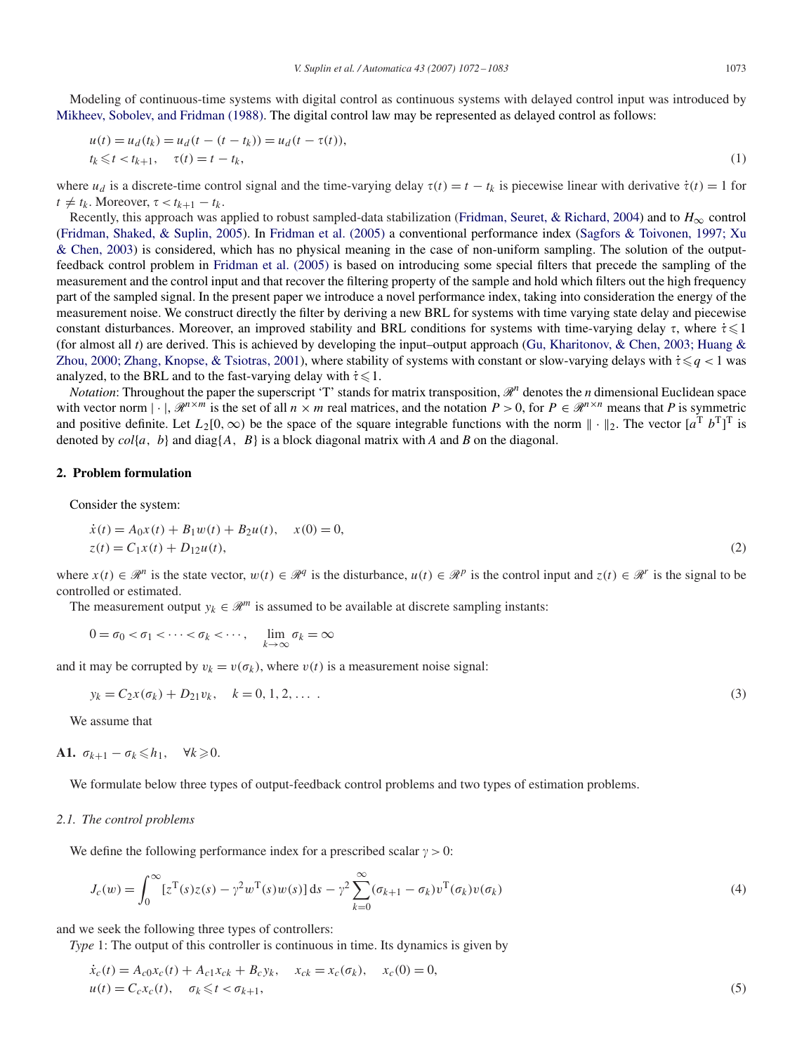Modeling of continuous-time systems with digital control as continuous systems with delayed control input was introduced by Mikheev, Sobolev, and Fridman (1988). The digital control law may be represented as delayed control as follows:

$$
\begin{aligned}
&u(t) = u_d(t_k) = u_d(t - (t - t_k)) = u_d(t - \tau(t)),\\
&t_k \leqslant t < t_{k+1}, \quad \tau(t) = t - t_k,
\end{aligned}
\tag{1}
$$

where $u_d$ is a discrete-time control signal and the time-varying delay $\tau(t) = t - t_k$ is piecewise linear with derivative $\dot{\tau}(t) = 1$ for $t \neq t_k$. Moreover, $\tau < t_{k+1} - t_k$.

Recently, this approach was applied to robust sampled-data stabilization (Fridman, Seuret, & Richard, 2004) and to $H_\infty$ control (Fridman, Shaked, & Suplin, 2005). In Fridman et al. (2005) a conventional performance index (Sagfors & Toivonen, 1997; Xu & Chen, 2003) is considered, which has no physical meaning in the case of non-uniform sampling. The solution of the output-feedback control problem in Fridman et al. (2005) is based on introducing some special filters that precede the sampling of the measurement and the control input and that recover the filtering property of the sample and hold which filters out the high frequency part of the sampled signal. In the present paper we introduce a novel performance index, taking into consideration the energy of the measurement noise. We construct directly the filter by deriving a new BRL for systems with time varying state delay and piecewise constant disturbances. Moreover, an improved stability and BRL conditions for systems with time-varying delay $\tau$, where $\dot{\tau} \leqslant 1$ (for almost all $t$) are derived. This is achieved by developing the input–output approach (Gu, Kharitonov, & Chen, 2003; Huang & Zhou, 2000; Zhang, Knopse, & Tsiotras, 2001), where stability of systems with constant or slow-varying delays with $\dot{\tau} \leqslant q < 1$ was analyzed, to the BRL and to the fast-varying delay with $\dot{\tau} \leqslant 1$.

*Notation*: Throughout the paper the superscript 'T' stands for matrix transposition, $\mathscr{R}^n$ denotes the $n$ dimensional Euclidean space with vector norm $|\cdot|$, $\mathscr{R}^{n \times m}$ is the set of all $n \times m$ real matrices, and the notation $P > 0$, for $P \in \mathscr{R}^{n \times n}$ means that $P$ is symmetric and positive definite. Let $L_2[0, \infty)$ be the space of the square integrable functions with the norm $\|\cdot\|_2$. The vector $[a^{\mathrm{T}}\ b^{\mathrm{T}}]^{\mathrm{T}}$ is denoted by $col\{a,\ b\}$ and $\mathrm{diag}\{A,\ B\}$ is a block diagonal matrix with $A$ and $B$ on the diagonal.

## 2. Problem formulation

Consider the system:

$$
\begin{aligned}
&\dot{x}(t) = A_0 x(t) + B_1 w(t) + B_2 u(t), \quad x(0) = 0,\\
&z(t) = C_1 x(t) + D_{12} u(t),
\end{aligned}
\tag{2}
$$

where $x(t) \in \mathscr{R}^n$ is the state vector, $w(t) \in \mathscr{R}^q$ is the disturbance, $u(t) \in \mathscr{R}^p$ is the control input and $z(t) \in \mathscr{R}^r$ is the signal to be controlled or estimated.

The measurement output $y_k \in \mathscr{R}^m$ is assumed to be available at discrete sampling instants:

$$
0 = \sigma_0 < \sigma_1 < \cdots < \sigma_k < \cdots, \quad \lim_{k \to \infty} \sigma_k = \infty
$$

and it may be corrupted by $v_k = v(\sigma_k)$, where $v(t)$ is a measurement noise signal:

$$
y_k = C_2 x(\sigma_k) + D_{21} v_k, \quad k = 0, 1, 2, \ldots\ . \tag{3}
$$

We assume that

**A1.** $\sigma_{k+1} - \sigma_k \leqslant h_1, \quad \forall k \geqslant 0.$

We formulate below three types of output-feedback control problems and two types of estimation problems.

### 2.1. The control problems

We define the following performance index for a prescribed scalar $\gamma > 0$:

$$
J_c(w) = \int_0^\infty [z^{\mathrm{T}}(s) z(s) - \gamma^2 w^{\mathrm{T}}(s) w(s)]\, \mathrm{d}s - \gamma^2 \sum_{k=0}^{\infty} (\sigma_{k+1} - \sigma_k) v^{\mathrm{T}}(\sigma_k) v(\sigma_k) \tag{4}
$$

and we seek the following three types of controllers:

*Type* 1: The output of this controller is continuous in time. Its dynamics is given by

$$
\begin{aligned}
&\dot{x}_c(t) = A_{c0} x_c(t) + A_{c1} x_{ck} + B_c y_k, \quad x_{ck} = x_c(\sigma_k), \quad x_c(0) = 0,\\
&u(t) = C_c x_c(t), \quad \sigma_k \leqslant t < \sigma_{k+1},
\end{aligned}
\tag{5}
$$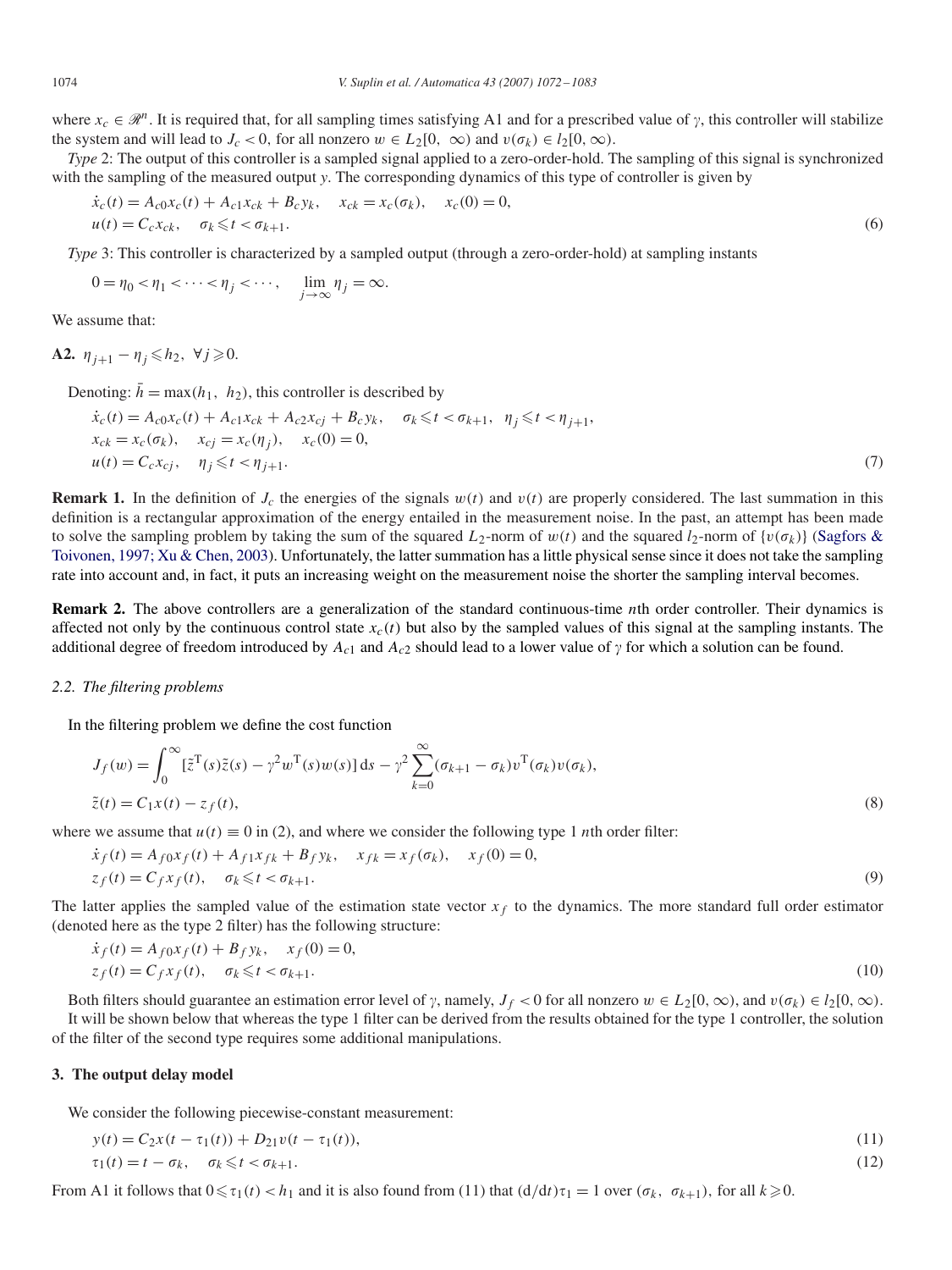where $x_c \in \mathscr{R}^n$. It is required that, for all sampling times satisfying A1 and for a prescribed value of $\gamma$, this controller will stabilize the system and will lead to $J_c < 0$, for all nonzero $w \in L_2[0,\ \infty)$ and $v(\sigma_k) \in l_2[0, \infty)$.

*Type* 2: The output of this controller is a sampled signal applied to a zero-order-hold. The sampling of this signal is synchronized with the sampling of the measured output $y$. The corresponding dynamics of this type of controller is given by

$$
\begin{aligned}
&\dot{x}_c(t) = A_{c0}x_c(t) + A_{c1}x_{ck} + B_c y_k, \quad x_{ck} = x_c(\sigma_k), \quad x_c(0) = 0, \\
&u(t) = C_c x_{ck}, \quad \sigma_k \leqslant t < \sigma_{k+1}.
\end{aligned} \tag{6}
$$

*Type* 3: This controller is characterized by a sampled output (through a zero-order-hold) at sampling instants

$$
0 = \eta_0 < \eta_1 < \cdots < \eta_j < \cdots, \quad \lim_{j \to \infty} \eta_j = \infty.
$$

We assume that:

**A2.** $\eta_{j+1} - \eta_j \leqslant h_2,\ \forall j \geqslant 0.$

Denoting: $\bar{h} = \max(h_1,\ h_2)$, this controller is described by

$$
\begin{aligned}
&\dot{x}_c(t) = A_{c0}x_c(t) + A_{c1}x_{ck} + A_{c2}x_{cj} + B_c y_k, \quad \sigma_k \leqslant t < \sigma_{k+1}, \quad \eta_j \leqslant t < \eta_{j+1}, \\
&x_{ck} = x_c(\sigma_k), \quad x_{cj} = x_c(\eta_j), \quad x_c(0) = 0, \\
&u(t) = C_c x_{cj}, \quad \eta_j \leqslant t < \eta_{j+1}.
\end{aligned} \tag{7}
$$

**Remark 1.** In the definition of $J_c$ the energies of the signals $w(t)$ and $v(t)$ are properly considered. The last summation in this definition is a rectangular approximation of the energy entailed in the measurement noise. In the past, an attempt has been made to solve the sampling problem by taking the sum of the squared $L_2$-norm of $w(t)$ and the squared $l_2$-norm of $\{v(\sigma_k)\}$ (Sagfors & Toivonen, 1997; Xu & Chen, 2003). Unfortunately, the latter summation has a little physical sense since it does not take the sampling rate into account and, in fact, it puts an increasing weight on the measurement noise the shorter the sampling interval becomes.

**Remark 2.** The above controllers are a generalization of the standard continuous-time $n$th order controller. Their dynamics is affected not only by the continuous control state $x_c(t)$ but also by the sampled values of this signal at the sampling instants. The additional degree of freedom introduced by $A_{c1}$ and $A_{c2}$ should lead to a lower value of $\gamma$ for which a solution can be found.

### 2.2. The filtering problems

In the filtering problem we define the cost function

$$
\begin{aligned}
&J_f(w) = \int_0^\infty [\tilde{z}^{\mathrm{T}}(s)\tilde{z}(s) - \gamma^2 w^{\mathrm{T}}(s)w(s)]\,\mathrm{d}s - \gamma^2 \sum_{k=0}^{\infty} (\sigma_{k+1} - \sigma_k) v^{\mathrm{T}}(\sigma_k) v(\sigma_k), \\
&\tilde{z}(t) = C_1 x(t) - z_f(t),
\end{aligned} \tag{8}
$$

where we assume that $u(t) \equiv 0$ in (2), and where we consider the following type 1 $n$th order filter:

$$
\begin{aligned}
&\dot{x}_f(t) = A_{f0}x_f(t) + A_{f1}x_{fk} + B_f y_k, \quad x_{fk} = x_f(\sigma_k), \quad x_f(0) = 0, \\
&z_f(t) = C_f x_f(t), \quad \sigma_k \leqslant t < \sigma_{k+1}.
\end{aligned} \tag{9}
$$

The latter applies the sampled value of the estimation state vector $x_f$ to the dynamics. The more standard full order estimator (denoted here as the type 2 filter) has the following structure:

$$
\begin{aligned}
&\dot{x}_f(t) = A_{f0}x_f(t) + B_f y_k, \quad x_f(0) = 0, \\
&z_f(t) = C_f x_f(t), \quad \sigma_k \leqslant t < \sigma_{k+1}.
\end{aligned} \tag{10}
$$

Both filters should guarantee an estimation error level of $\gamma$, namely, $J_f < 0$ for all nonzero $w \in L_2[0, \infty)$, and $v(\sigma_k) \in l_2[0, \infty)$.

It will be shown below that whereas the type 1 filter can be derived from the results obtained for the type 1 controller, the solution of the filter of the second type requires some additional manipulations.

## 3. The output delay model

We consider the following piecewise-constant measurement:

$$
y(t) = C_2 x(t - \tau_1(t)) + D_{21} v(t - \tau_1(t)), \tag{11}
$$

$$
\tau_1(t) = t - \sigma_k, \quad \sigma_k \leqslant t < \sigma_{k+1}. \tag{12}
$$

From A1 it follows that $0 \leqslant \tau_1(t) < h_1$ and it is also found from (11) that $(\mathrm{d}/\mathrm{d}t)\tau_1 = 1$ over $(\sigma_k,\ \sigma_{k+1})$, for all $k \geqslant 0$.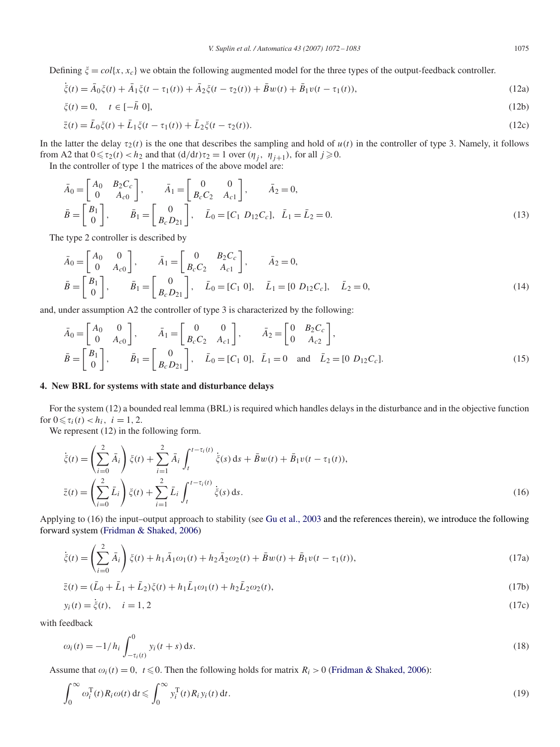Defining $\xi = col\{x, x_c\}$ we obtain the following augmented model for the three types of the output-feedback controller.

$$\dot{\xi}(t) = \bar{A}_0\xi(t) + \bar{A}_1\xi(t-\tau_1(t)) + \bar{A}_2\xi(t-\tau_2(t)) + \bar{B}w(t) + \bar{B}_1 v(t-\tau_1(t)), \tag{12a}$$

$$\xi(t) = 0, \quad t \in [-\bar{h}\ 0], \tag{12b}$$

$$\bar{z}(t) = \bar{L}_0\xi(t) + \bar{L}_1\xi(t-\tau_1(t)) + \bar{L}_2\xi(t-\tau_2(t)). \tag{12c}$$

In the latter the delay $\tau_2(t)$ is the one that describes the sampling and hold of $u(t)$ in the controller of type 3. Namely, it follows from A2 that $0 \leqslant \tau_2(t) < h_2$ and that $(\mathrm{d}/\mathrm{d}t)\tau_2 = 1$ over $(\eta_j,\ \eta_{j+1})$, for all $j \geqslant 0$.

In the controller of type 1 the matrices of the above model are:

$$\bar{A}_0 = \begin{bmatrix} A_0 & B_2C_c \\ 0 & A_{c0} \end{bmatrix}, \qquad \bar{A}_1 = \begin{bmatrix} 0 & 0 \\ B_cC_2 & A_{c1} \end{bmatrix}, \qquad \bar{A}_2 = 0,$$
$$\bar{B} = \begin{bmatrix} B_1 \\ 0 \end{bmatrix}, \qquad \bar{B}_1 = \begin{bmatrix} 0 \\ B_cD_{21} \end{bmatrix}, \quad \bar{L}_0 = [C_1\ D_{12}C_c], \quad \bar{L}_1 = \bar{L}_2 = 0. \tag{13}$$

The type 2 controller is described by

$$\bar{A}_0 = \begin{bmatrix} A_0 & 0 \\ 0 & A_{c0} \end{bmatrix}, \qquad \bar{A}_1 = \begin{bmatrix} 0 & B_2C_c \\ B_cC_2 & A_{c1} \end{bmatrix}, \qquad \bar{A}_2 = 0,$$
$$\bar{B} = \begin{bmatrix} B_1 \\ 0 \end{bmatrix}, \qquad \bar{B}_1 = \begin{bmatrix} 0 \\ B_cD_{21} \end{bmatrix}, \quad \bar{L}_0 = [C_1\ 0], \quad \bar{L}_1 = [0\ D_{12}C_c], \quad \bar{L}_2 = 0, \tag{14}$$

and, under assumption A2 the controller of type 3 is characterized by the following:

$$\bar{A}_0 = \begin{bmatrix} A_0 & 0 \\ 0 & A_{c0} \end{bmatrix}, \qquad \bar{A}_1 = \begin{bmatrix} 0 & 0 \\ B_cC_2 & A_{c1} \end{bmatrix}, \qquad \bar{A}_2 = \begin{bmatrix} 0 & B_2C_c \\ 0 & A_{c2} \end{bmatrix},$$
$$\bar{B} = \begin{bmatrix} B_1 \\ 0 \end{bmatrix}, \qquad \bar{B}_1 = \begin{bmatrix} 0 \\ B_cD_{21} \end{bmatrix}, \quad \bar{L}_0 = [C_1\ 0], \quad \bar{L}_1 = 0 \quad \text{and} \quad \bar{L}_2 = [0\ D_{12}C_c]. \tag{15}$$

## 4. New BRL for systems with state and disturbance delays

For the system (12) a bounded real lemma (BRL) is required which handles delays in the disturbance and in the objective function for $0 \leqslant \tau_i(t) < h_i,\ i = 1, 2$.

We represent (12) in the following form.

$$\dot{\xi}(t) = \left(\sum_{i=0}^{2} \bar{A}_i\right)\xi(t) + \sum_{i=1}^{2} \bar{A}_i \int_t^{t-\tau_i(t)} \dot{\xi}(s)\,\mathrm{d}s + \bar{B}w(t) + \bar{B}_1 v(t-\tau_1(t)),$$
$$\bar{z}(t) = \left(\sum_{i=0}^{2} \bar{L}_i\right)\xi(t) + \sum_{i=1}^{2} \bar{L}_i \int_t^{t-\tau_i(t)} \dot{\xi}(s)\,\mathrm{d}s. \tag{16}$$

Applying to (16) the input–output approach to stability (see Gu et al., 2003 and the references therein), we introduce the following forward system (Fridman & Shaked, 2006)

$$\dot{\xi}(t) = \left(\sum_{i=0}^{2} \bar{A}_i\right)\xi(t) + h_1\bar{A}_1\omega_1(t) + h_2\bar{A}_2\omega_2(t) + \bar{B}w(t) + \bar{B}_1 v(t-\tau_1(t)), \tag{17a}$$

$$\bar{z}(t) = (\bar{L}_0 + \bar{L}_1 + \bar{L}_2)\xi(t) + h_1\bar{L}_1\omega_1(t) + h_2\bar{L}_2\omega_2(t), \tag{17b}$$

$$y_i(t) = \dot{\xi}(t), \quad i = 1, 2 \tag{17c}$$

with feedback

$$\omega_i(t) = -1/h_i \int_{-\tau_i(t)}^{0} y_i(t+s)\,\mathrm{d}s. \tag{18}$$

Assume that $\omega_i(t) = 0,\ t \leqslant 0$. Then the following holds for matrix $R_i > 0$ (Fridman & Shaked, 2006):

$$\int_0^\infty \omega_i^{\mathrm{T}}(t)R_i\omega(t)\,\mathrm{d}t \leqslant \int_0^\infty y_i^{\mathrm{T}}(t)R_i y_i(t)\,\mathrm{d}t. \tag{19}$$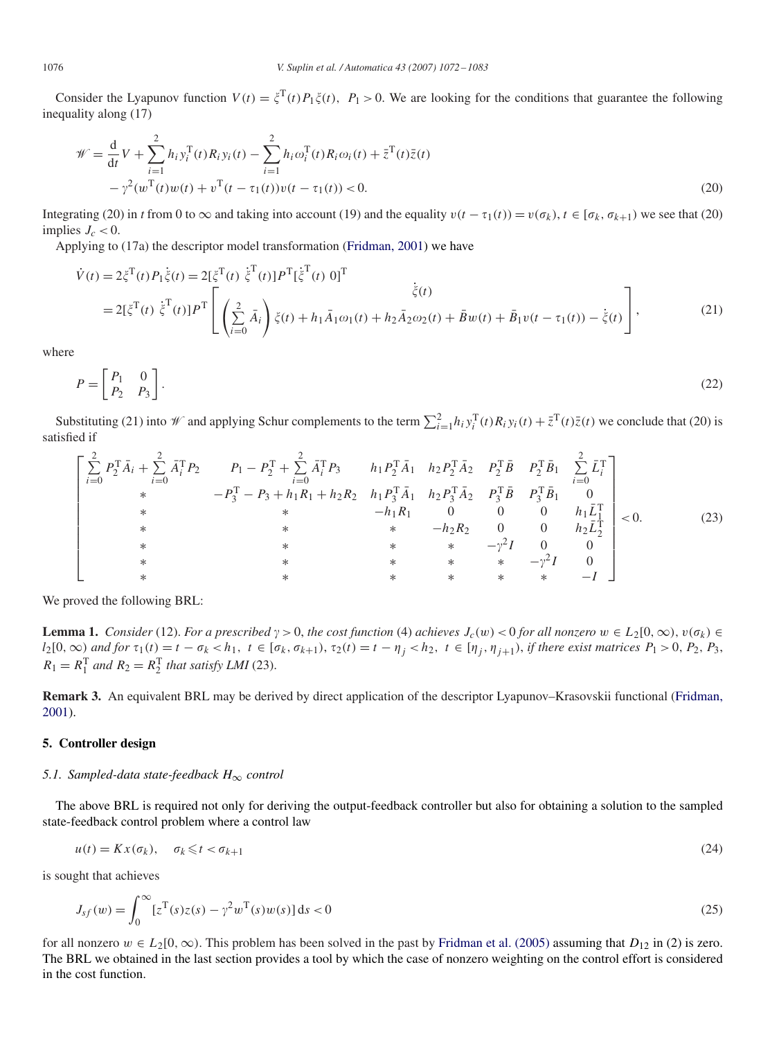Consider the Lyapunov function $V(t) = \xi^{\mathrm{T}}(t)P_1\xi(t),\ P_1 > 0$. We are looking for the conditions that guarantee the following inequality along (17)

$$
\begin{aligned}
\mathscr{W} &= \frac{\mathrm{d}}{\mathrm{d}t}V + \sum_{i=1}^{2} h_i y_i^{\mathrm{T}}(t)R_i y_i(t) - \sum_{i=1}^{2} h_i \omega_i^{\mathrm{T}}(t)R_i\omega_i(t) + \bar{z}^{\mathrm{T}}(t)\bar{z}(t) \\
&\quad - \gamma^2(w^{\mathrm{T}}(t)w(t) + v^{\mathrm{T}}(t-\tau_1(t))v(t-\tau_1(t))) < 0. 
\end{aligned} \tag{20}
$$

Integrating (20) in $t$ from 0 to $\infty$ and taking into account (19) and the equality $v(t-\tau_1(t)) = v(\sigma_k),\ t \in [\sigma_k, \sigma_{k+1})$ we see that (20) implies $J_c < 0$.

Applying to (17a) the descriptor model transformation (Fridman, 2001) we have

$$
\begin{aligned}
\dot{V}(t) &= 2\xi^{\mathrm{T}}(t)P_1\dot{\xi}(t) = 2[\xi^{\mathrm{T}}(t)\ \dot{\xi}^{\mathrm{T}}(t)]P^{\mathrm{T}}[\dot{\xi}^{\mathrm{T}}(t)\ 0]^{\mathrm{T}} \\
&= 2[\xi^{\mathrm{T}}(t)\ \dot{\xi}^{\mathrm{T}}(t)]P^{\mathrm{T}}\begin{bmatrix} \dot{\xi}(t) \\ \left(\sum_{i=0}^{2}\bar{A}_i\right)\xi(t) + h_1\bar{A}_1\omega_1(t) + h_2\bar{A}_2\omega_2(t) + \bar{B}w(t) + \bar{B}_1 v(t-\tau_1(t)) - \dot{\xi}(t) \end{bmatrix},
\end{aligned} \tag{21}
$$

where

$$
P = \begin{bmatrix} P_1 & 0 \\ P_2 & P_3 \end{bmatrix}. \tag{22}
$$

Substituting (21) into $\mathscr{W}$ and applying Schur complements to the term $\sum_{i=1}^{2} h_i y_i^{\mathrm{T}}(t)R_i y_i(t) + \bar{z}^{\mathrm{T}}(t)\bar{z}(t)$ we conclude that (20) is satisfied if

$$
\begin{bmatrix}
\sum_{i=0}^{2}P_2^{\mathrm{T}}\bar{A}_i + \sum_{i=0}^{2}\bar{A}_i^{\mathrm{T}}P_2 & P_1 - P_2^{\mathrm{T}} + \sum_{i=0}^{2}\bar{A}_i^{\mathrm{T}}P_3 & h_1P_2^{\mathrm{T}}\bar{A}_1 & h_2P_2^{\mathrm{T}}\bar{A}_2 & P_2^{\mathrm{T}}\bar{B} & P_2^{\mathrm{T}}\bar{B}_1 & \sum_{i=0}^{2}\bar{L}_i^{\mathrm{T}} \\
* & -P_3^{\mathrm{T}} - P_3 + h_1R_1 + h_2R_2 & h_1P_3^{\mathrm{T}}\bar{A}_1 & h_2P_3^{\mathrm{T}}\bar{A}_2 & P_3^{\mathrm{T}}\bar{B} & P_3^{\mathrm{T}}\bar{B}_1 & 0 \\
* & * & -h_1R_1 & 0 & 0 & 0 & h_1\bar{L}_1^{\mathrm{T}} \\
* & * & * & -h_2R_2 & 0 & 0 & h_2\bar{L}_2^{\mathrm{T}} \\
* & * & * & * & -\gamma^2 I & 0 & 0 \\
* & * & * & * & * & -\gamma^2 I & 0 \\
* & * & * & * & * & * & -I
\end{bmatrix} < 0. \tag{23}
$$

We proved the following BRL:

**Lemma 1.** *Consider* (12). *For a prescribed* $\gamma > 0$, *the cost function* (4) *achieves* $J_c(w) < 0$ *for all nonzero* $w \in L_2[0,\infty)$, $v(\sigma_k) \in l_2[0,\infty)$ *and for* $\tau_1(t) = t - \sigma_k < h_1,\ t \in [\sigma_k, \sigma_{k+1})$, $\tau_2(t) = t - \eta_j < h_2,\ t \in [\eta_j, \eta_{j+1})$, *if there exist matrices* $P_1 > 0$, $P_2$, $P_3$, $R_1 = R_1^{\mathrm{T}}$ *and* $R_2 = R_2^{\mathrm{T}}$ *that satisfy LMI* (23).

**Remark 3.** An equivalent BRL may be derived by direct application of the descriptor Lyapunov–Krasovskii functional (Fridman, 2001).

## 5. Controller design

### 5.1. Sampled-data state-feedback $H_\infty$ control

The above BRL is required not only for deriving the output-feedback controller but also for obtaining a solution to the sampled state-feedback control problem where a control law

$$
u(t) = Kx(\sigma_k), \quad \sigma_k \leqslant t < \sigma_{k+1} \tag{24}
$$

is sought that achieves

$$
J_{sf}(w) = \int_0^\infty [z^{\mathrm{T}}(s)z(s) - \gamma^2 w^{\mathrm{T}}(s)w(s)]\,\mathrm{d}s < 0 \tag{25}
$$

for all nonzero $w \in L_2[0,\infty)$. This problem has been solved in the past by Fridman et al. (2005) assuming that $D_{12}$ in (2) is zero. The BRL we obtained in the last section provides a tool by which the case of nonzero weighting on the control effort is considered in the cost function.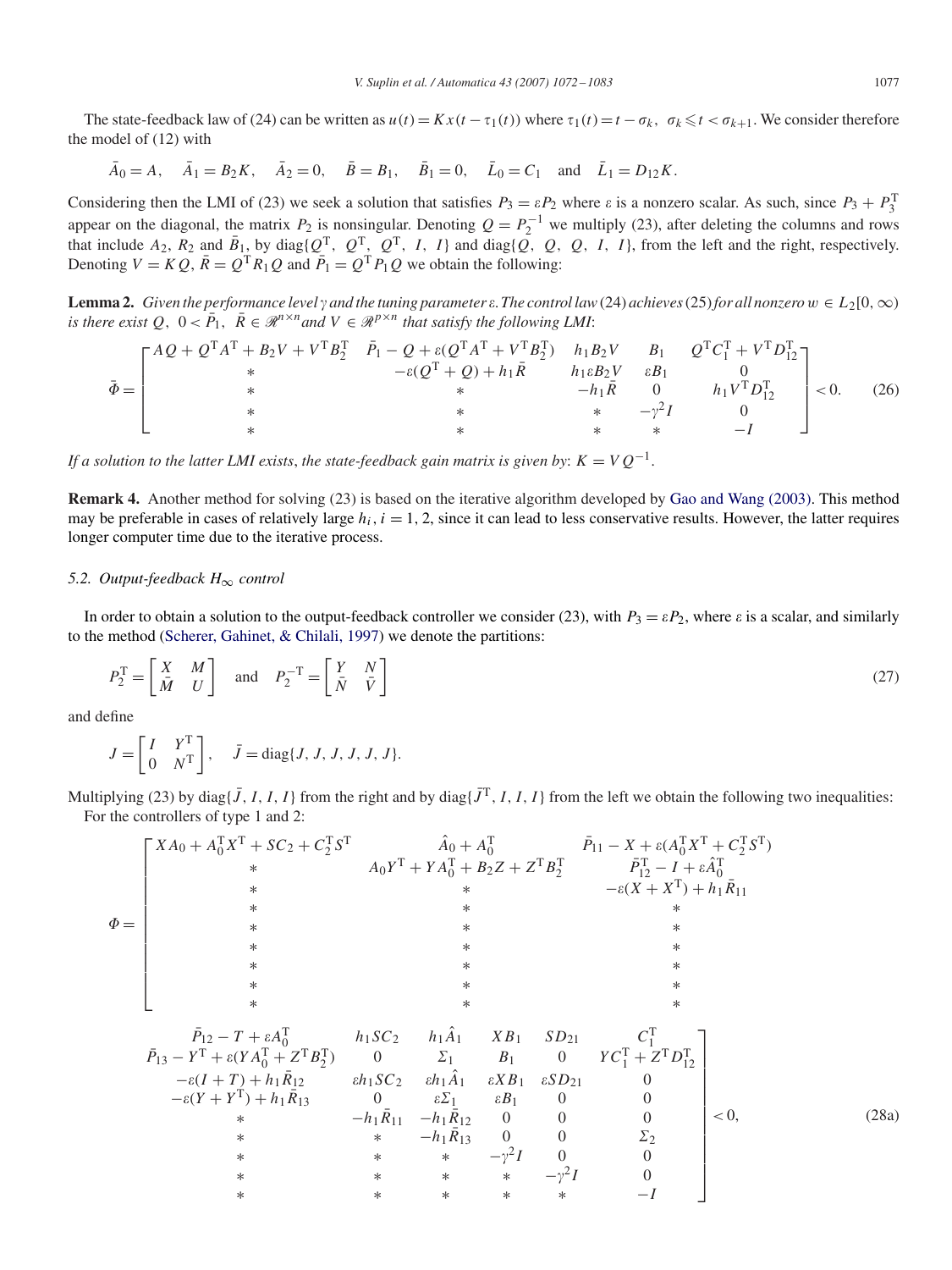The state-feedback law of (24) can be written as $u(t) = Kx(t - \tau_1(t))$ where $\tau_1(t) = t - \sigma_k,\ \sigma_k \leqslant t < \sigma_{k+1}$. We consider therefore the model of (12) with

$$\bar{A}_0 = A, \quad \bar{A}_1 = B_2 K, \quad \bar{A}_2 = 0, \quad \bar{B} = B_1, \quad \bar{B}_1 = 0, \quad \bar{L}_0 = C_1 \quad \text{and} \quad \bar{L}_1 = D_{12} K.$$

Considering then the LMI of (23) we seek a solution that satisfies $P_3 = \varepsilon P_2$ where $\varepsilon$ is a nonzero scalar. As such, since $P_3 + P_3^{\mathrm{T}}$ appear on the diagonal, the matrix $P_2$ is nonsingular. Denoting $Q = P_2^{-1}$ we multiply (23), after deleting the columns and rows that include $A_2$, $R_2$ and $\bar{B}_1$, by $\mathrm{diag}\{Q^{\mathrm{T}},\ Q^{\mathrm{T}},\ Q^{\mathrm{T}},\ I,\ I\}$ and $\mathrm{diag}\{Q,\ Q,\ Q,\ I,\ I\}$, from the left and the right, respectively. Denoting $V = KQ$, $\bar{R} = Q^{\mathrm{T}} R_1 Q$ and $\bar{P}_1 = Q^{\mathrm{T}} P_1 Q$ we obtain the following:

**Lemma 2.** *Given the performance level $\gamma$ and the tuning parameter $\varepsilon$. The control law (24) achieves (25) for all nonzero $w \in L_2[0, \infty)$ is there exist $Q$, $0 < \bar{P}_1$, $\bar{R} \in \mathscr{R}^{n \times n}$ and $V \in \mathscr{R}^{p \times n}$ that satisfy the following LMI*:

$$\bar{\Phi} = \begin{bmatrix} AQ + Q^{\mathrm{T}}A^{\mathrm{T}} + B_2 V + V^{\mathrm{T}} B_2^{\mathrm{T}} & \bar{P}_1 - Q + \varepsilon(Q^{\mathrm{T}}A^{\mathrm{T}} + V^{\mathrm{T}}B_2^{\mathrm{T}}) & h_1 B_2 V & B_1 & Q^{\mathrm{T}} C_1^{\mathrm{T}} + V^{\mathrm{T}} D_{12}^{\mathrm{T}} \\ * & -\varepsilon(Q^{\mathrm{T}} + Q) + h_1 \bar{R} & h_1 \varepsilon B_2 V & \varepsilon B_1 & 0 \\ * & * & -h_1 \bar{R} & 0 & h_1 V^{\mathrm{T}} D_{12}^{\mathrm{T}} \\ * & * & * & -\gamma^2 I & 0 \\ * & * & * & * & -I \end{bmatrix} < 0. \tag{26}$$

*If a solution to the latter LMI exists, the state-feedback gain matrix is given by*: $K = VQ^{-1}$.

**Remark 4.** Another method for solving (23) is based on the iterative algorithm developed by Gao and Wang (2003). This method may be preferable in cases of relatively large $h_i$, $i = 1, 2$, since it can lead to less conservative results. However, the latter requires longer computer time due to the iterative process.

### 5.2. Output-feedback $H_\infty$ control

In order to obtain a solution to the output-feedback controller we consider (23), with $P_3 = \varepsilon P_2$, where $\varepsilon$ is a scalar, and similarly to the method (Scherer, Gahinet, & Chilali, 1997) we denote the partitions:

$$P_2^{\mathrm{T}} = \begin{bmatrix} X & M \\ \bar{M} & U \end{bmatrix} \quad \text{and} \quad P_2^{-\mathrm{T}} = \begin{bmatrix} Y & N \\ \bar{N} & \bar{V} \end{bmatrix} \tag{27}$$

and define

$$J = \begin{bmatrix} I & Y^{\mathrm{T}} \\ 0 & N^{\mathrm{T}} \end{bmatrix}, \quad \bar{J} = \mathrm{diag}\{J,\ J,\ J,\ J,\ J\}.$$

Multiplying (23) by $\mathrm{diag}\{\bar{J},\ I,\ I,\ I\}$ from the right and by $\mathrm{diag}\{\bar{J}^{\mathrm{T}},\ I,\ I,\ I\}$ from the left we obtain the following two inequalities:

For the controllers of type 1 and 2:

$$\Phi = \begin{bmatrix} XA_0 + A_0^{\mathrm{T}}X^{\mathrm{T}} + SC_2 + C_2^{\mathrm{T}}S^{\mathrm{T}} & \hat{A}_0 + A_0^{\mathrm{T}} & \bar{P}_{11} - X + \varepsilon(A_0^{\mathrm{T}}X^{\mathrm{T}} + C_2^{\mathrm{T}}S^{\mathrm{T}}) & \bar{P}_{12} - T + \varepsilon A_0^{\mathrm{T}} & h_1 SC_2 & h_1 \hat{A}_1 & XB_1 & SD_{21} & C_1^{\mathrm{T}} \\ * & A_0 Y^{\mathrm{T}} + YA_0^{\mathrm{T}} + B_2 Z + Z^{\mathrm{T}} B_2^{\mathrm{T}} & \bar{P}_{12}^{\mathrm{T}} - I + \varepsilon \hat{A}_0^{\mathrm{T}} & \bar{P}_{13} - Y^{\mathrm{T}} + \varepsilon(YA_0^{\mathrm{T}} + Z^{\mathrm{T}}B_2^{\mathrm{T}}) & 0 & \Sigma_1 & B_1 & 0 & YC_1^{\mathrm{T}} + Z^{\mathrm{T}}D_{12}^{\mathrm{T}} \\ * & * & -\varepsilon(X + X^{\mathrm{T}}) + h_1 \bar{R}_{11} & -\varepsilon(I + T) + h_1 \bar{R}_{12} & \varepsilon h_1 SC_2 & \varepsilon h_1 \hat{A}_1 & \varepsilon XB_1 & \varepsilon SD_{21} & 0 \\ * & * & * & -\varepsilon(Y + Y^{\mathrm{T}}) + h_1 \bar{R}_{13} & 0 & \varepsilon \Sigma_1 & \varepsilon B_1 & 0 & 0 \\ * & * & * & * & -h_1 \bar{R}_{11} & -h_1 \bar{R}_{12} & 0 & 0 & 0 \\ * & * & * & * & * & -h_1 \bar{R}_{13} & 0 & 0 & \Sigma_2 \\ * & * & * & * & * & * & -\gamma^2 I & 0 & 0 \\ * & * & * & * & * & * & * & -\gamma^2 I & 0 \\ * & * & * & * & * & * & * & * & -I \end{bmatrix} < 0, \tag{28a}$$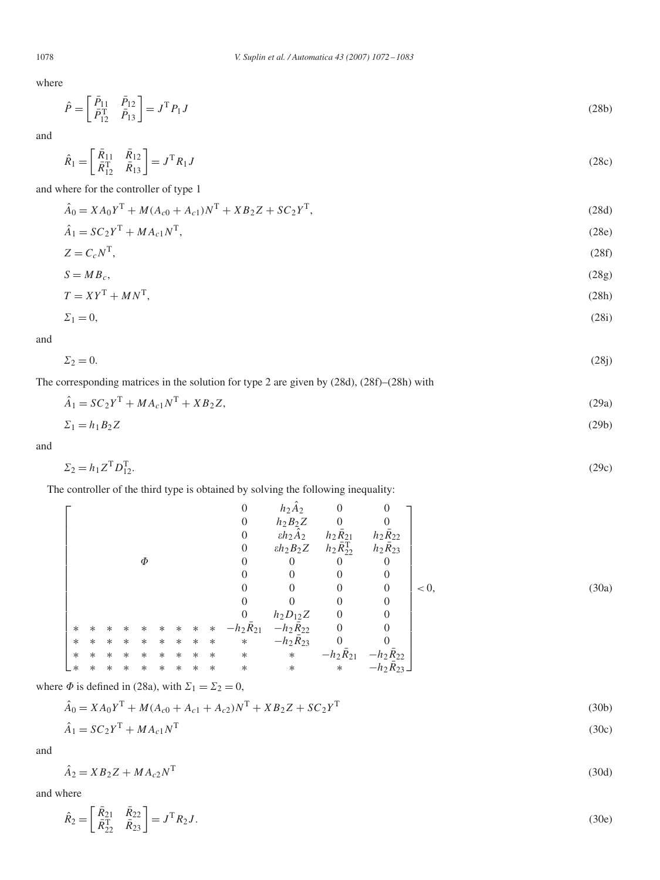where

$$\hat{P} = \begin{bmatrix} \bar{P}_{11} & \bar{P}_{12} \\ \bar{P}_{12}^{\mathrm{T}} & \bar{P}_{13} \end{bmatrix} = J^{\mathrm{T}} P_1 J \tag{28b}$$

and

$$\hat{R}_1 = \begin{bmatrix} \bar{R}_{11} & \bar{R}_{12} \\ \bar{R}_{12}^{\mathrm{T}} & \bar{R}_{13} \end{bmatrix} = J^{\mathrm{T}} R_1 J \tag{28c}$$

and where for the controller of type 1

$$\hat{A}_0 = XA_0Y^{\mathrm{T}} + M(A_{c0} + A_{c1})N^{\mathrm{T}} + XB_2Z + SC_2Y^{\mathrm{T}}, \tag{28d}$$

$$\hat{A}_1 = SC_2Y^{\mathrm{T}} + MA_{c1}N^{\mathrm{T}}, \tag{28e}$$

$$Z = C_cN^{\mathrm{T}}, \tag{28f}$$

$$S = MB_c, \tag{28g}$$

$$T = XY^{\mathrm{T}} + MN^{\mathrm{T}}, \tag{28h}$$

$$\Sigma_1 = 0, \tag{28i}$$

and

$$\Sigma_2 = 0. \tag{28j}$$

The corresponding matrices in the solution for type 2 are given by (28d), (28f)–(28h) with

$$\hat{A}_1 = SC_2Y^{\mathrm{T}} + MA_{c1}N^{\mathrm{T}} + XB_2Z, \tag{29a}$$

$$\Sigma_1 = h_1B_2Z \tag{29b}$$

and

$$\Sigma_2 = h_1Z^{\mathrm{T}}D_{12}^{\mathrm{T}}. \tag{29c}$$

The controller of the third type is obtained by solving the following inequality:

$$\left[\begin{array}{cccccccccc|cccc}
 & & & & & & & & & & 0 & h_2\hat{A}_2 & 0 & 0 \\
 & & & & & & & & & & 0 & h_2B_2Z & 0 & 0 \\
 & & & & & & & & & & 0 & \varepsilon h_2\hat{A}_2 & h_2\bar{R}_{21} & h_2\bar{R}_{22} \\
 & & & & & & & & & & 0 & \varepsilon h_2B_2Z & h_2\bar{R}_{22}^{\mathrm{T}} & h_2\bar{R}_{23} \\
 & & & & \Phi & & & & & & 0 & 0 & 0 & 0 \\
 & & & & & & & & & & 0 & 0 & 0 & 0 \\
 & & & & & & & & & & 0 & 0 & 0 & 0 \\
 & & & & & & & & & & 0 & 0 & 0 & 0 \\
 & & & & & & & & & & 0 & h_2D_{12}Z & 0 & 0 \\
* & * & * & * & * & * & * & * & * & * & -h_2\bar{R}_{21} & -h_2\bar{R}_{22} & 0 & 0 \\
* & * & * & * & * & * & * & * & * & * & * & -h_2\bar{R}_{23} & 0 & 0 \\
* & * & * & * & * & * & * & * & * & * & * & * & -h_2\bar{R}_{21} & -h_2\bar{R}_{22} \\
* & * & * & * & * & * & * & * & * & * & * & * & * & -h_2\bar{R}_{23}
\end{array}\right] < 0, \tag{30a}$$

where $\Phi$ is defined in (28a), with $\Sigma_1 = \Sigma_2 = 0$,

$$\hat{A}_0 = XA_0Y^{\mathrm{T}} + M(A_{c0} + A_{c1} + A_{c2})N^{\mathrm{T}} + XB_2Z + SC_2Y^{\mathrm{T}} \tag{30b}$$

$$\hat{A}_1 = SC_2Y^{\mathrm{T}} + MA_{c1}N^{\mathrm{T}} \tag{30c}$$

and

$$\hat{A}_2 = XB_2Z + MA_{c2}N^{\mathrm{T}} \tag{30d}$$

and where

$$\hat{R}_2 = \begin{bmatrix} \bar{R}_{21} & \bar{R}_{22} \\ \bar{R}_{22}^{\mathrm{T}} & \bar{R}_{23} \end{bmatrix} = J^{\mathrm{T}} R_2 J. \tag{30e}$$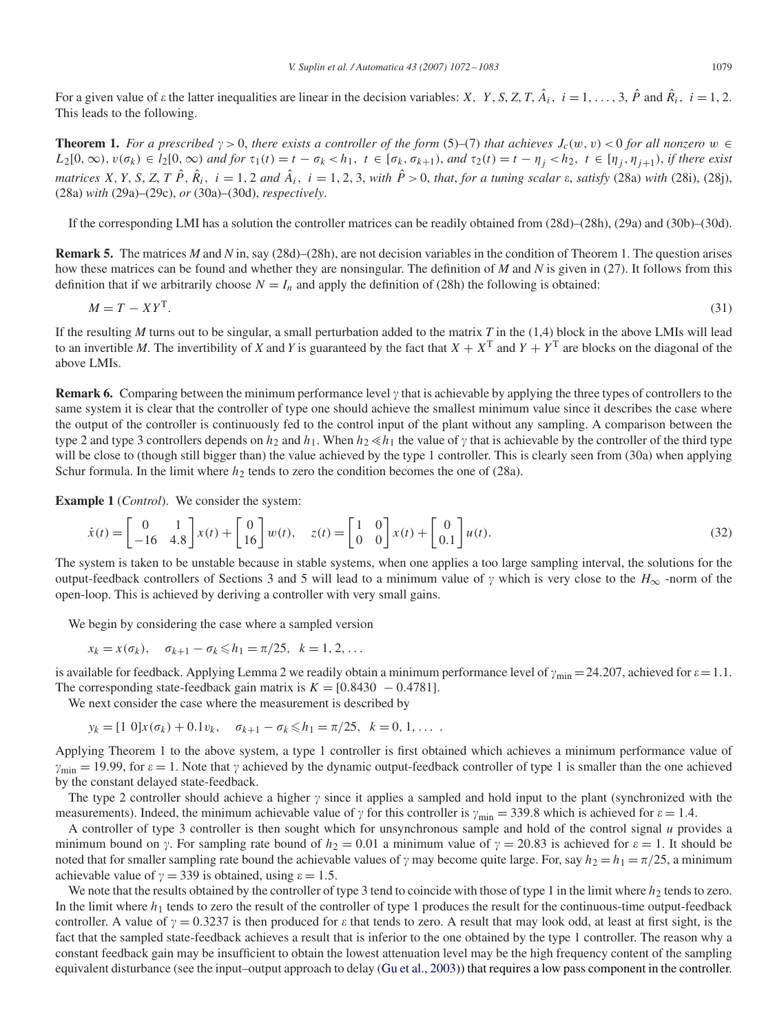For a given value of $\varepsilon$ the latter inequalities are linear in the decision variables: $X,\ Y, S, Z, T, \hat{A}_i,\ i=1,\dots,3, \hat{P}$ and $\hat{R}_i,\ i=1,2$. This leads to the following.

**Theorem 1.** *For a prescribed $\gamma>0$, there exists a controller of the form (5)–(7) that achieves $J_c(w,v)<0$ for all nonzero $w \in L_2[0,\infty)$, $v(\sigma_k) \in l_2[0,\infty)$ and for $\tau_1(t)=t-\sigma_k<h_1,\ t\in[\sigma_k,\sigma_{k+1})$, and $\tau_2(t)=t-\eta_j<h_2,\ t\in[\eta_j,\eta_{j+1})$, if there exist matrices $X, Y, S, Z, T\ \hat{P}, \hat{R}_i,\ i=1,2$ and $\hat{A}_i,\ i=1,2,3$, with $\hat{P}>0$, that, for a tuning scalar $\varepsilon$, satisfy* (28a) *with* (28i), (28j), (28a) *with* (29a)–(29c), *or* (30a)–(30d), *respectively*.

If the corresponding LMI has a solution the controller matrices can be readily obtained from (28d)–(28h), (29a) and (30b)–(30d).

**Remark 5.** The matrices $M$ and $N$ in, say (28d)–(28h), are not decision variables in the condition of Theorem 1. The question arises how these matrices can be found and whether they are nonsingular. The definition of $M$ and $N$ is given in (27). It follows from this definition that if we arbitrarily choose $N=I_n$ and apply the definition of (28h) the following is obtained:

$$M = T - XY^{\mathrm{T}}. \tag{31}$$

If the resulting $M$ turns out to be singular, a small perturbation added to the matrix $T$ in the (1,4) block in the above LMIs will lead to an invertible $M$. The invertibility of $X$ and $Y$ is guaranteed by the fact that $X+X^{\mathrm{T}}$ and $Y+Y^{\mathrm{T}}$ are blocks on the diagonal of the above LMIs.

**Remark 6.** Comparing between the minimum performance level $\gamma$ that is achievable by applying the three types of controllers to the same system it is clear that the controller of type one should achieve the smallest minimum value since it describes the case where the output of the controller is continuously fed to the control input of the plant without any sampling. A comparison between the type 2 and type 3 controllers depends on $h_2$ and $h_1$. When $h_2 \ll h_1$ the value of $\gamma$ that is achievable by the controller of the third type will be close to (though still bigger than) the value achieved by the type 1 controller. This is clearly seen from (30a) when applying Schur formula. In the limit where $h_2$ tends to zero the condition becomes the one of (28a).

**Example 1** (*Control*). We consider the system:

$$\dot{x}(t)=\begin{bmatrix}0 & 1\\ -16 & 4.8\end{bmatrix}x(t)+\begin{bmatrix}0\\ 16\end{bmatrix}w(t), \quad z(t)=\begin{bmatrix}1 & 0\\ 0 & 0\end{bmatrix}x(t)+\begin{bmatrix}0\\ 0.1\end{bmatrix}u(t). \tag{32}$$

The system is taken to be unstable because in stable systems, when one applies a too large sampling interval, the solutions for the output-feedback controllers of Sections 3 and 5 will lead to a minimum value of $\gamma$ which is very close to the $H_\infty$ -norm of the open-loop. This is achieved by deriving a controller with very small gains.

We begin by considering the case where a sampled version

$$x_k = x(\sigma_k), \quad \sigma_{k+1}-\sigma_k \leqslant h_1 = \pi/25, \quad k=1,2,\dots$$

is available for feedback. Applying Lemma 2 we readily obtain a minimum performance level of $\gamma_{\min}=24.207$, achieved for $\varepsilon=1.1$. The corresponding state-feedback gain matrix is $K=[0.8430 \ \ -0.4781]$.

We next consider the case where the measurement is described by

$$y_k = [1\ 0]x(\sigma_k)+0.1v_k, \quad \sigma_{k+1}-\sigma_k \leqslant h_1=\pi/25, \quad k=0,1,\dots .$$

Applying Theorem 1 to the above system, a type 1 controller is first obtained which achieves a minimum performance value of $\gamma_{\min}=19.99$, for $\varepsilon=1$. Note that $\gamma$ achieved by the dynamic output-feedback controller of type 1 is smaller than the one achieved by the constant delayed state-feedback.

The type 2 controller should achieve a higher $\gamma$ since it applies a sampled and hold input to the plant (synchronized with the measurements). Indeed, the minimum achievable value of $\gamma$ for this controller is $\gamma_{\min}=339.8$ which is achieved for $\varepsilon=1.4$.

A controller of type 3 controller is then sought which for unsynchronous sample and hold of the control signal $u$ provides a minimum bound on $\gamma$. For sampling rate bound of $h_2=0.01$ a minimum value of $\gamma=20.83$ is achieved for $\varepsilon=1$. It should be noted that for smaller sampling rate bound the achievable values of $\gamma$ may become quite large. For, say $h_2=h_1=\pi/25$, a minimum achievable value of $\gamma=339$ is obtained, using $\varepsilon=1.5$.

We note that the results obtained by the controller of type 3 tend to coincide with those of type 1 in the limit where $h_2$ tends to zero. In the limit where $h_1$ tends to zero the result of the controller of type 1 produces the result for the continuous-time output-feedback controller. A value of $\gamma=0.3237$ is then produced for $\varepsilon$ that tends to zero. A result that may look odd, at least at first sight, is the fact that the sampled state-feedback achieves a result that is inferior to the one obtained by the type 1 controller. The reason why a constant feedback gain may be insufficient to obtain the lowest attenuation level may be the high frequency content of the sampling equivalent disturbance (see the input–output approach to delay (Gu et al., 2003)) that requires a low pass component in the controller.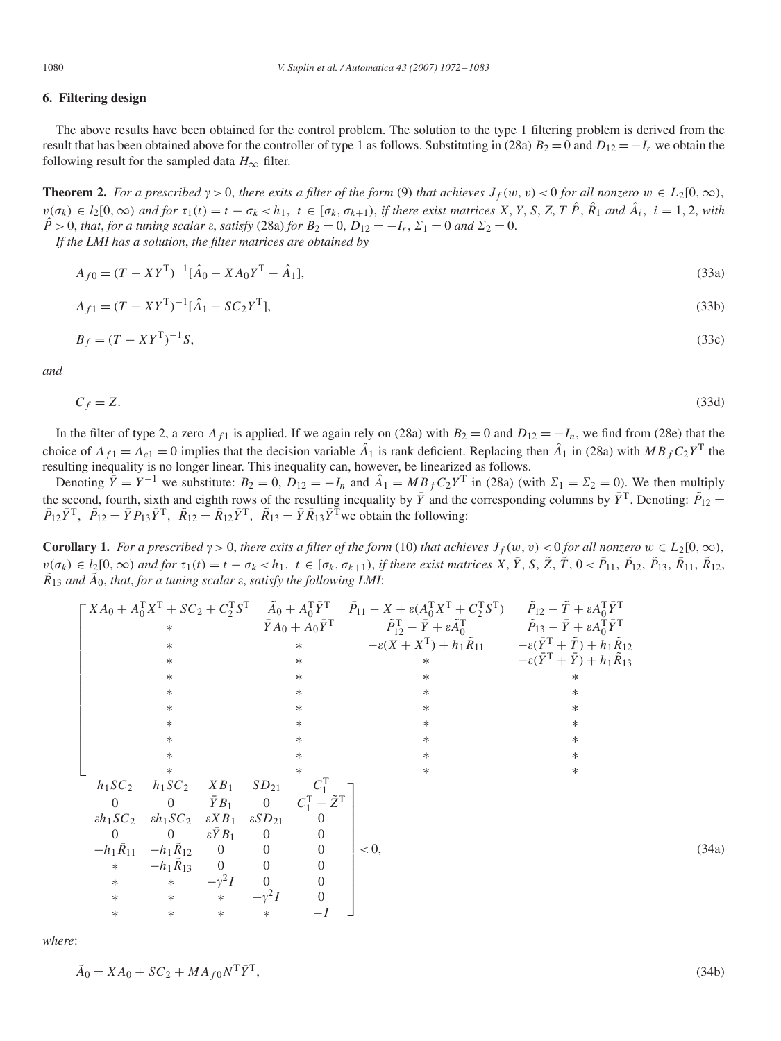## 6. Filtering design

The above results have been obtained for the control problem. The solution to the type 1 filtering problem is derived from the result that has been obtained above for the controller of type 1 as follows. Substituting in (28a) $B_2 = 0$ and $D_{12} = -I_r$ we obtain the following result for the sampled data $H_\infty$ filter.

**Theorem 2.** *For a prescribed $\gamma > 0$, there exits a filter of the form* (9) *that achieves $J_f(w, v) < 0$ for all nonzero $w \in L_2[0, \infty)$, $v(\sigma_k) \in l_2[0, \infty)$ and for $\tau_1(t) = t - \sigma_k < h_1,\ t \in [\sigma_k, \sigma_{k+1})$, if there exist matrices $X, Y, S, Z, T\ \hat{P}, \hat{R}_1$ and $\hat{A}_i,\ i = 1, 2$, with $\hat{P} > 0$, that, for a tuning scalar $\varepsilon$, satisfy* (28a) *for $B_2 = 0$, $D_{12} = -I_r$, $\Sigma_1 = 0$ and $\Sigma_2 = 0$.*

*If the LMI has a solution, the filter matrices are obtained by*

$$A_{f0} = (T - XY^{\mathrm{T}})^{-1}[\hat{A}_0 - XA_0Y^{\mathrm{T}} - \hat{A}_1], \tag{33a}$$

$$A_{f1} = (T - XY^{\mathrm{T}})^{-1}[\hat{A}_1 - SC_2Y^{\mathrm{T}}], \tag{33b}$$

$$B_f = (T - XY^{\mathrm{T}})^{-1}S, \tag{33c}$$

*and*

$$C_f = Z. \tag{33d}$$

In the filter of type 2, a zero $A_{f1}$ is applied. If we again rely on (28a) with $B_2 = 0$ and $D_{12} = -I_n$, we find from (28e) that the choice of $A_{f1} = A_{c1} = 0$ implies that the decision variable $\hat{A}_1$ is rank deficient. Replacing then $\hat{A}_1$ in (28a) with $MB_fC_2Y^{\mathrm{T}}$ the resulting inequality is no longer linear. This inequality can, however, be linearized as follows.

Denoting $\bar{Y} = Y^{-1}$ we substitute: $B_2 = 0$, $D_{12} = -I_n$ and $\hat{A}_1 = MB_fC_2Y^{\mathrm{T}}$ in (28a) (with $\Sigma_1 = \Sigma_2 = 0$). We then multiply the second, fourth, sixth and eighth rows of the resulting inequality by $\bar{Y}$ and the corresponding columns by $\bar{Y}^{\mathrm{T}}$. Denoting: $\tilde{P}_{12} = \bar{P}_{12}\bar{Y}^{\mathrm{T}}$, $\tilde{P}_{12} = \bar{Y}P_{13}\bar{Y}^{\mathrm{T}}$, $\tilde{R}_{12} = \bar{R}_{12}\bar{Y}^{\mathrm{T}}$, $\tilde{R}_{13} = \bar{Y}\bar{R}_{13}\bar{Y}^{\mathrm{T}}$we obtain the following:

**Corollary 1.** *For a prescribed $\gamma > 0$, there exits a filter of the form* (10) *that achieves $J_f(w, v) < 0$ for all nonzero $w \in L_2[0, \infty)$, $v(\sigma_k) \in l_2[0, \infty)$ and for $\tau_1(t) = t - \sigma_k < h_1,\ t \in [\sigma_k, \sigma_{k+1})$, if there exist matrices $X, \bar{Y}, S, \tilde{Z}, \tilde{T}, 0 < \bar{P}_{11}, \tilde{P}_{12}, \tilde{P}_{13}, \bar{R}_{11}, \tilde{R}_{12}$, $\tilde{R}_{13}$ and $\tilde{A}_0$, that, for a tuning scalar $\varepsilon$, satisfy the following LMI*:

$$\begin{bmatrix} XA_0 + A_0^{\mathrm{T}}X^{\mathrm{T}} + SC_2 + C_2^{\mathrm{T}}S^{\mathrm{T}} & \tilde{A}_0 + A_0^{\mathrm{T}}\bar{Y}^{\mathrm{T}} & \bar{P}_{11} - X + \varepsilon(A_0^{\mathrm{T}}X^{\mathrm{T}} + C_2^{\mathrm{T}}S^{\mathrm{T}}) & \tilde{P}_{12} - \tilde{T} + \varepsilon A_0^{\mathrm{T}}\bar{Y}^{\mathrm{T}} & h_1SC_2 & h_1SC_2 & XB_1 & SD_{21} & C_1^{\mathrm{T}} \\ * & \bar{Y}A_0 + A_0\bar{Y}^{\mathrm{T}} & \tilde{P}_{12}^{\mathrm{T}} - \bar{Y} + \varepsilon\tilde{A}_0^{\mathrm{T}} & \tilde{P}_{13} - \bar{Y} + \varepsilon A_0^{\mathrm{T}}\bar{Y}^{\mathrm{T}} & 0 & 0 & \bar{Y}B_1 & 0 & C_1^{\mathrm{T}} - \tilde{Z}^{\mathrm{T}} \\ * & * & -\varepsilon(X + X^{\mathrm{T}}) + h_1\bar{R}_{11} & -\varepsilon(\bar{Y}^{\mathrm{T}} + \tilde{T}) + h_1\tilde{R}_{12} & \varepsilon h_1SC_2 & \varepsilon h_1SC_2 & \varepsilon XB_1 & \varepsilon SD_{21} & 0 \\ * & * & * & -\varepsilon(\bar{Y}^{\mathrm{T}} + \bar{Y}) + h_1\tilde{R}_{13} & 0 & 0 & \varepsilon\bar{Y}B_1 & 0 & 0 \\ * & * & * & * & -h_1\bar{R}_{11} & -h_1\tilde{R}_{12} & 0 & 0 & 0 \\ * & * & * & * & * & -h_1\tilde{R}_{13} & 0 & 0 & 0 \\ * & * & * & * & * & * & -\gamma^2I & 0 & 0 \\ * & * & * & * & * & * & * & -\gamma^2I & 0 \\ * & * & * & * & * & * & * & * & -I \end{bmatrix} < 0, \tag{34a}$$

*where*:

$$\tilde{A}_0 = XA_0 + SC_2 + MA_{f0}N^{\mathrm{T}}\bar{Y}^{\mathrm{T}}, \tag{34b}$$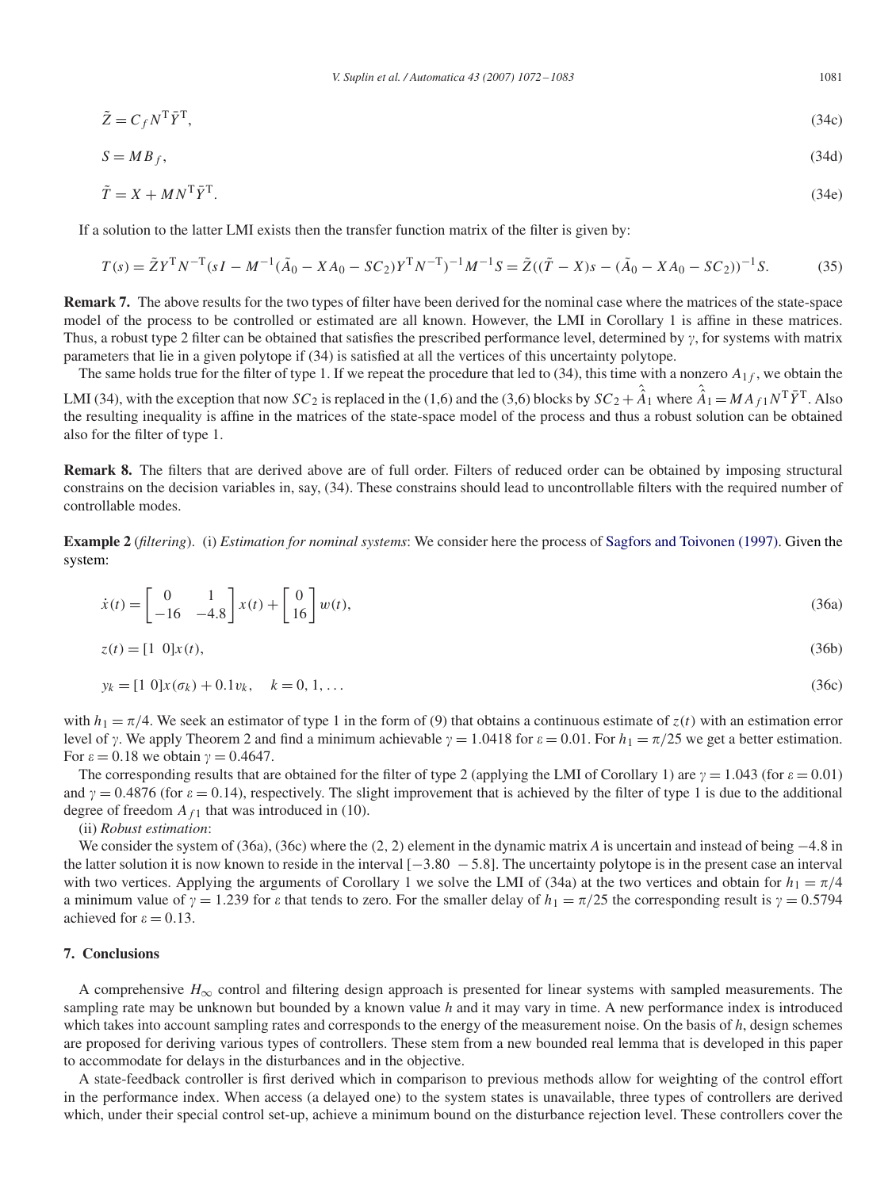$$\tilde{Z} = C_f N^{\mathrm{T}} \bar{Y}^{\mathrm{T}}, \tag{34c}$$

$$S = M B_f, \tag{34d}$$

$$\tilde{T} = X + M N^{\mathrm{T}} \bar{Y}^{\mathrm{T}}. \tag{34e}$$

If a solution to the latter LMI exists then the transfer function matrix of the filter is given by:

$$T(s) = \tilde{Z} Y^{\mathrm{T}} N^{-\mathrm{T}} (sI - M^{-1}(\tilde{A}_0 - XA_0 - SC_2) Y^{\mathrm{T}} N^{-\mathrm{T}})^{-1} M^{-1} S = \tilde{Z}((\tilde{T} - X)s - (\tilde{A}_0 - XA_0 - SC_2))^{-1} S. \tag{35}$$

**Remark 7.** The above results for the two types of filter have been derived for the nominal case where the matrices of the state-space model of the process to be controlled or estimated are all known. However, the LMI in Corollary 1 is affine in these matrices. Thus, a robust type 2 filter can be obtained that satisfies the prescribed performance level, determined by $\gamma$, for systems with matrix parameters that lie in a given polytope if (34) is satisfied at all the vertices of this uncertainty polytope.

The same holds true for the filter of type 1. If we repeat the procedure that led to (34), this time with a nonzero $A_{1f}$, we obtain the LMI (34), with the exception that now $SC_2$ is replaced in the (1,6) and the (3,6) blocks by $SC_2 + \hat{\hat{A}}_1$ where $\hat{\hat{A}}_1 = MA_{f1} N^{\mathrm{T}} \bar{Y}^{\mathrm{T}}$. Also the resulting inequality is affine in the matrices of the state-space model of the process and thus a robust solution can be obtained also for the filter of type 1.

**Remark 8.** The filters that are derived above are of full order. Filters of reduced order can be obtained by imposing structural constrains on the decision variables in, say, (34). These constrains should lead to uncontrollable filters with the required number of controllable modes.

**Example 2** (*filtering*). (i) *Estimation for nominal systems*: We consider here the process of Sagfors and Toivonen (1997). Given the system:

$$\dot{x}(t) = \begin{bmatrix} 0 & 1 \\ -16 & -4.8 \end{bmatrix} x(t) + \begin{bmatrix} 0 \\ 16 \end{bmatrix} w(t), \tag{36a}$$

$$z(t) = [1 \;\; 0] x(t), \tag{36b}$$

$$y_k = [1 \;\; 0] x(\sigma_k) + 0.1 v_k, \quad k = 0, 1, \ldots \tag{36c}$$

with $h_1 = \pi/4$. We seek an estimator of type 1 in the form of (9) that obtains a continuous estimate of $z(t)$ with an estimation error level of $\gamma$. We apply Theorem 2 and find a minimum achievable $\gamma = 1.0418$ for $\varepsilon = 0.01$. For $h_1 = \pi/25$ we get a better estimation. For $\varepsilon = 0.18$ we obtain $\gamma = 0.4647$.

The corresponding results that are obtained for the filter of type 2 (applying the LMI of Corollary 1) are $\gamma = 1.043$ (for $\varepsilon = 0.01$) and $\gamma = 0.4876$ (for $\varepsilon = 0.14$), respectively. The slight improvement that is achieved by the filter of type 1 is due to the additional degree of freedom $A_{f1}$ that was introduced in (10).

(ii) *Robust estimation*:

We consider the system of (36a), (36c) where the (2, 2) element in the dynamic matrix $A$ is uncertain and instead of being $-4.8$ in the latter solution it is now known to reside in the interval $[-3.80 \;\; -5.8]$. The uncertainty polytope is in the present case an interval with two vertices. Applying the arguments of Corollary 1 we solve the LMI of (34a) at the two vertices and obtain for $h_1 = \pi/4$ a minimum value of $\gamma = 1.239$ for $\varepsilon$ that tends to zero. For the smaller delay of $h_1 = \pi/25$ the corresponding result is $\gamma = 0.5794$ achieved for $\varepsilon = 0.13$.

## 7. Conclusions

A comprehensive $H_\infty$ control and filtering design approach is presented for linear systems with sampled measurements. The sampling rate may be unknown but bounded by a known value $h$ and it may vary in time. A new performance index is introduced which takes into account sampling rates and corresponds to the energy of the measurement noise. On the basis of $h$, design schemes are proposed for deriving various types of controllers. These stem from a new bounded real lemma that is developed in this paper to accommodate for delays in the disturbances and in the objective.

A state-feedback controller is first derived which in comparison to previous methods allow for weighting of the control effort in the performance index. When access (a delayed one) to the system states is unavailable, three types of controllers are derived which, under their special control set-up, achieve a minimum bound on the disturbance rejection level. These controllers cover the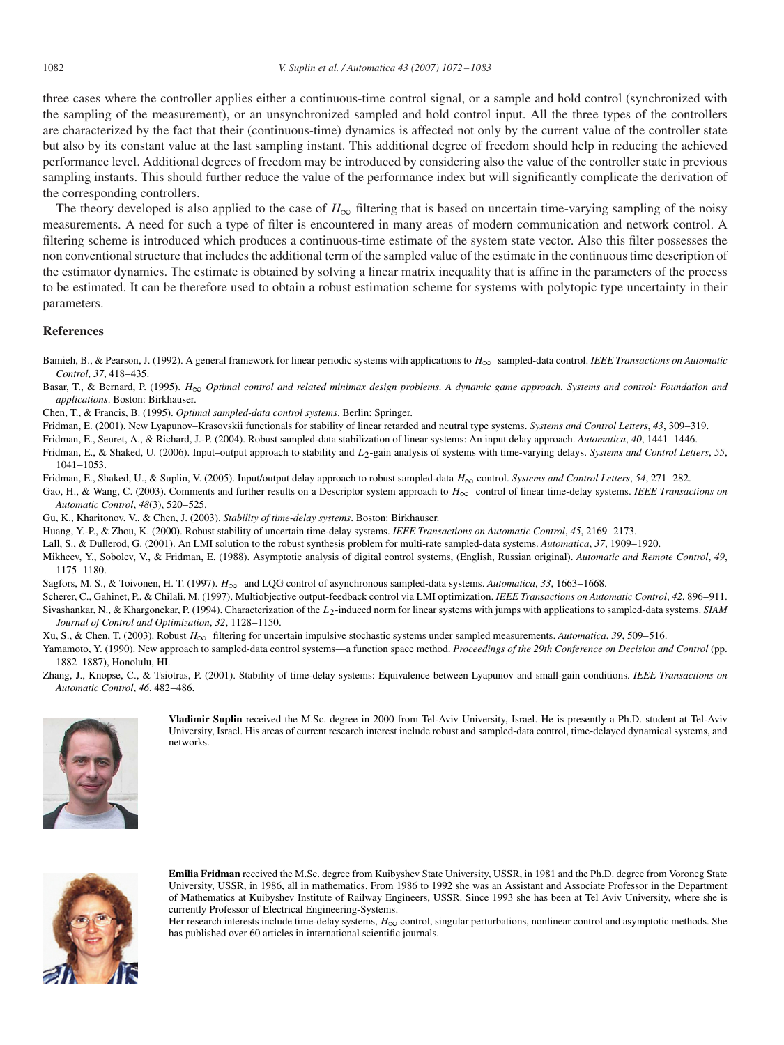three cases where the controller applies either a continuous-time control signal, or a sample and hold control (synchronized with the sampling of the measurement), or an unsynchronized sampled and hold control input. All the three types of the controllers are characterized by the fact that their (continuous-time) dynamics is affected not only by the current value of the controller state but also by its constant value at the last sampling instant. This additional degree of freedom should help in reducing the achieved performance level. Additional degrees of freedom may be introduced by considering also the value of the controller state in previous sampling instants. This should further reduce the value of the performance index but will significantly complicate the derivation of the corresponding controllers.

The theory developed is also applied to the case of $H_\infty$ filtering that is based on uncertain time-varying sampling of the noisy measurements. A need for such a type of filter is encountered in many areas of modern communication and network control. A filtering scheme is introduced which produces a continuous-time estimate of the system state vector. Also this filter possesses the non conventional structure that includes the additional term of the sampled value of the estimate in the continuous time description of the estimator dynamics. The estimate is obtained by solving a linear matrix inequality that is affine in the parameters of the process to be estimated. It can be therefore used to obtain a robust estimation scheme for systems with polytopic type uncertainty in their parameters.

## References

Bamieh, B., & Pearson, J. (1992). A general framework for linear periodic systems with applications to $H_\infty$ sampled-data control. *IEEE Transactions on Automatic Control*, *37*, 418–435.

Basar, T., & Bernard, P. (1995). *$H_\infty$ Optimal control and related minimax design problems. A dynamic game approach. Systems and control: Foundation and applications*. Boston: Birkhauser.

Chen, T., & Francis, B. (1995). *Optimal sampled-data control systems*. Berlin: Springer.

Fridman, E. (2001). New Lyapunov–Krasovskii functionals for stability of linear retarded and neutral type systems. *Systems and Control Letters*, *43*, 309–319.

Fridman, E., Seuret, A., & Richard, J.-P. (2004). Robust sampled-data stabilization of linear systems: An input delay approach. *Automatica*, *40*, 1441–1446.

Fridman, E., & Shaked, U. (2006). Input–output approach to stability and $L_2$-gain analysis of systems with time-varying delays. *Systems and Control Letters*, *55*, 1041–1053.

Fridman, E., Shaked, U., & Suplin, V. (2005). Input/output delay approach to robust sampled-data $H_\infty$ control. *Systems and Control Letters*, *54*, 271–282.

Gao, H., & Wang, C. (2003). Comments and further results on a Descriptor system approach to $H_\infty$ control of linear time-delay systems. *IEEE Transactions on Automatic Control*, *48*(3), 520–525.

Gu, K., Kharitonov, V., & Chen, J. (2003). *Stability of time-delay systems*. Boston: Birkhauser.

Huang, Y.-P., & Zhou, K. (2000). Robust stability of uncertain time-delay systems. *IEEE Transactions on Automatic Control*, *45*, 2169–2173.

Lall, S., & Dullerod, G. (2001). An LMI solution to the robust synthesis problem for multi-rate sampled-data systems. *Automatica*, *37*, 1909–1920.

Mikheev, Y., Sobolev, V., & Fridman, E. (1988). Asymptotic analysis of digital control systems, (English, Russian original). *Automatic and Remote Control*, *49*, 1175–1180.

Sagfors, M. S., & Toivonen, H. T. (1997). $H_\infty$ and LQG control of asynchronous sampled-data systems. *Automatica*, *33*, 1663–1668.

Scherer, C., Gahinet, P., & Chilali, M. (1997). Multiobjective output-feedback control via LMI optimization. *IEEE Transactions on Automatic Control*, *42*, 896–911.

Sivashankar, N., & Khargonekar, P. (1994). Characterization of the $L_2$-induced norm for linear systems with jumps with applications to sampled-data systems. *SIAM Journal of Control and Optimization*, *32*, 1128–1150.

Xu, S., & Chen, T. (2003). Robust $H_\infty$ filtering for uncertain impulsive stochastic systems under sampled measurements. *Automatica*, *39*, 509–516.

Yamamoto, Y. (1990). New approach to sampled-data control systems—a function space method. *Proceedings of the 29th Conference on Decision and Control* (pp. 1882–1887), Honolulu, HI.

Zhang, J., Knopse, C., & Tsiotras, P. (2001). Stability of time-delay systems: Equivalence between Lyapunov and small-gain conditions. *IEEE Transactions on Automatic Control*, *46*, 482–486.

**Vladimir Suplin** received the M.Sc. degree in 2000 from Tel-Aviv University, Israel. He is presently a Ph.D. student at Tel-Aviv University, Israel. His areas of current research interest include robust and sampled-data control, time-delayed dynamical systems, and networks.

**Emilia Fridman** received the M.Sc. degree from Kuibyshev State University, USSR, in 1981 and the Ph.D. degree from Voroneg State University, USSR, in 1986, all in mathematics. From 1986 to 1992 she was an Assistant and Associate Professor in the Department of Mathematics at Kuibyshev Institute of Railway Engineers, USSR. Since 1993 she has been at Tel Aviv University, where she is currently Professor of Electrical Engineering-Systems.
Her research interests include time-delay systems, $H_\infty$ control, singular perturbations, nonlinear control and asymptotic methods. She has published over 60 articles in international scientific journals.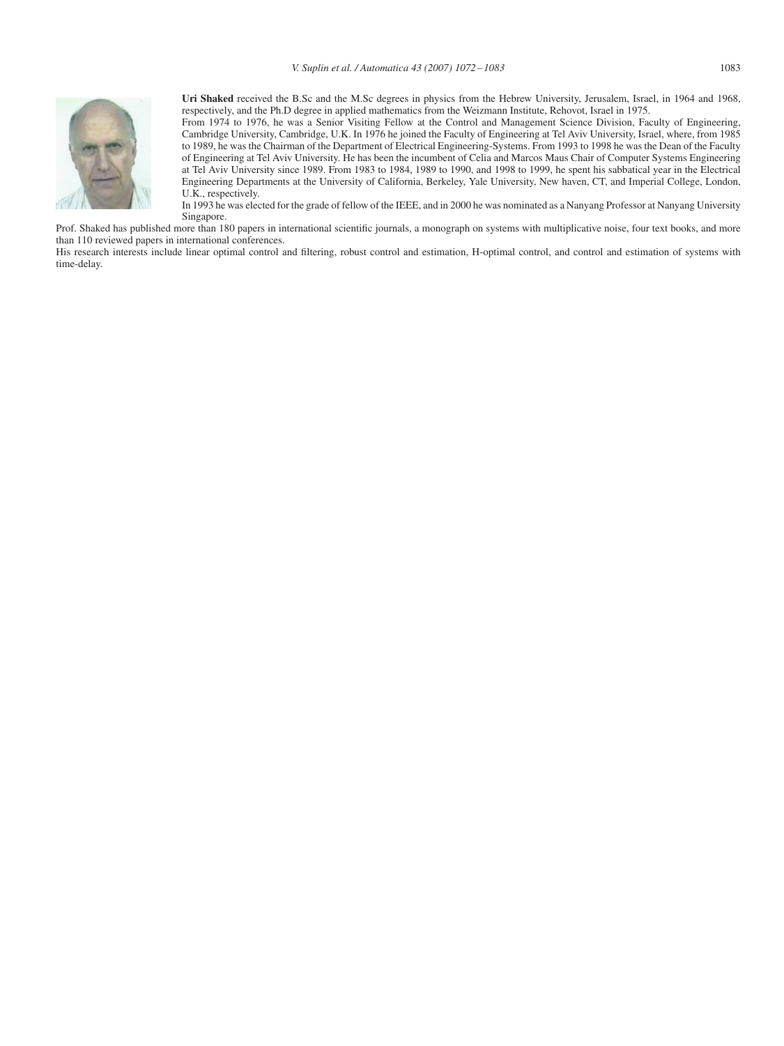**Uri Shaked** received the B.Sc and the M.Sc degrees in physics from the Hebrew University, Jerusalem, Israel, in 1964 and 1968, respectively, and the Ph.D degree in applied mathematics from the Weizmann Institute, Rehovot, Israel in 1975.

From 1974 to 1976, he was a Senior Visiting Fellow at the Control and Management Science Division, Faculty of Engineering, Cambridge University, Cambridge, U.K. In 1976 he joined the Faculty of Engineering at Tel Aviv University, Israel, where, from 1985 to 1989, he was the Chairman of the Department of Electrical Engineering-Systems. From 1993 to 1998 he was the Dean of the Faculty of Engineering at Tel Aviv University. He has been the incumbent of Celia and Marcos Maus Chair of Computer Systems Engineering at Tel Aviv University since 1989. From 1983 to 1984, 1989 to 1990, and 1998 to 1999, he spent his sabbatical year in the Electrical Engineering Departments at the University of California, Berkeley, Yale University, New haven, CT, and Imperial College, London, U.K., respectively.

In 1993 he was elected for the grade of fellow of the IEEE, and in 2000 he was nominated as a Nanyang Professor at Nanyang University Singapore.

Prof. Shaked has published more than 180 papers in international scientific journals, a monograph on systems with multiplicative noise, four text books, and more than 110 reviewed papers in international conferences.

His research interests include linear optimal control and filtering, robust control and estimation, H-optimal control, and control and estimation of systems with time-delay.